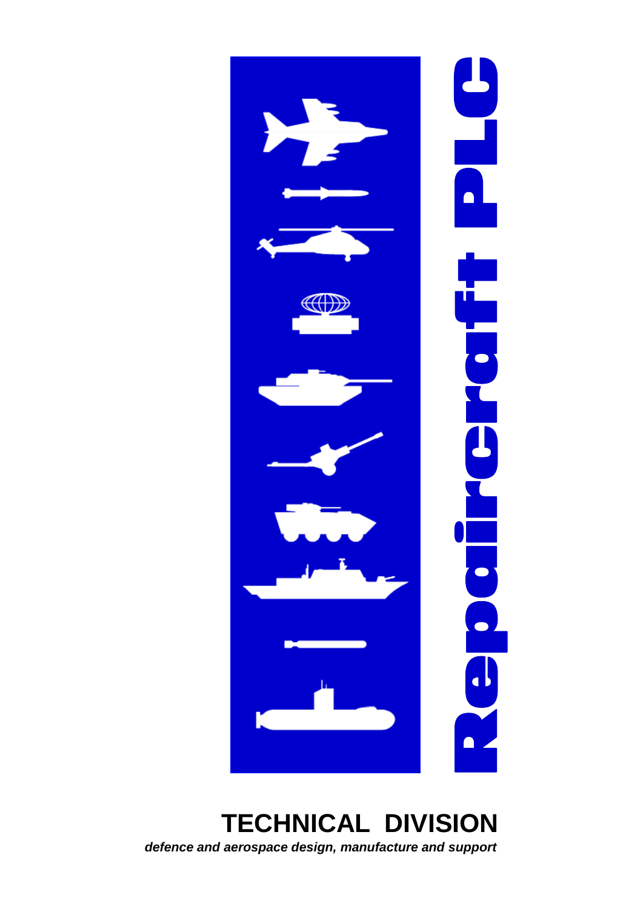# Repaircraft PLC

## TECHNICAL DIVISION

***defence and aerospace design, manufacture and support***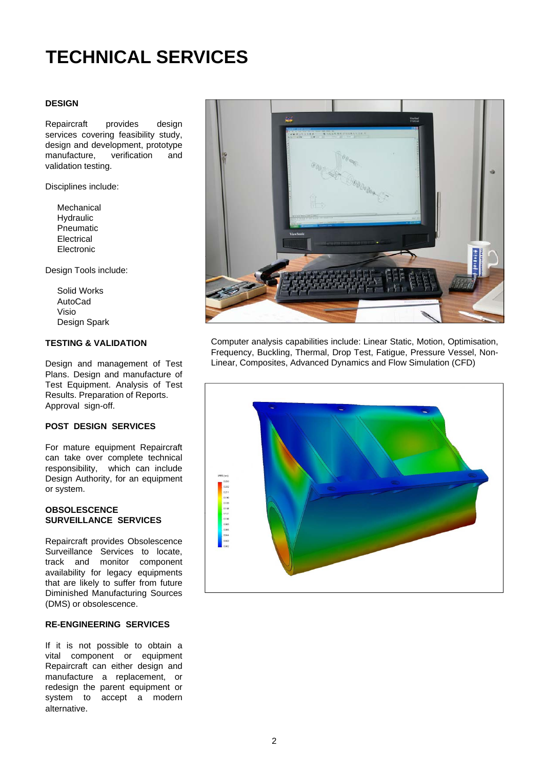# TECHNICAL SERVICES

### DESIGN

Repaircraft provides design services covering feasibility study, design and development, prototype manufacture, verification and validation testing.

Disciplines include:

- Mechanical
- Hydraulic
- Pneumatic
- Electrical
- Electronic

Design Tools include:

- Solid Works
- AutoCad
- Visio
- Design Spark

### TESTING & VALIDATION

Design and management of Test Plans. Design and manufacture of Test Equipment. Analysis of Test Results. Preparation of Reports. Approval sign-off.

### POST DESIGN SERVICES

For mature equipment Repaircraft can take over complete technical responsibility, which can include Design Authority, for an equipment or system.

### OBSOLESCENCE SURVEILLANCE SERVICES

Repaircraft provides Obsolescence Surveillance Services to locate, track and monitor component availability for legacy equipments that are likely to suffer from future Diminished Manufacturing Sources (DMS) or obsolescence.

### RE-ENGINEERING SERVICES

If it is not possible to obtain a vital component or equipment Repaircraft can either design and manufacture a replacement, or redesign the parent equipment or system to accept a modern alternative.

Computer analysis capabilities include: Linear Static, Motion, Optimisation, Frequency, Buckling, Thermal, Drop Test, Fatigue, Pressure Vessel, Non-Linear, Composites, Advanced Dynamics and Flow Simulation (CFD)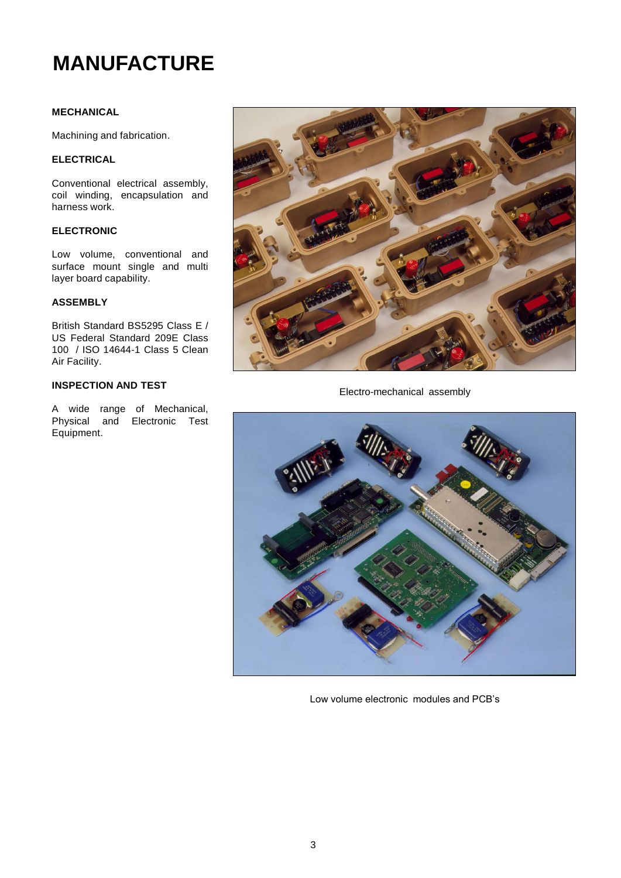# MANUFACTURE

### MECHANICAL

Machining and fabrication.

### ELECTRICAL

Conventional electrical assembly, coil winding, encapsulation and harness work.

### ELECTRONIC

Low volume, conventional and surface mount single and multi layer board capability.

### ASSEMBLY

British Standard BS5295 Class E / US Federal Standard 209E Class 100 / ISO 14644-1 Class 5 Clean Air Facility.

### INSPECTION AND TEST

A wide range of Mechanical, Physical and Electronic Test Equipment.

Electro-mechanical assembly

Low volume electronic modules and PCB's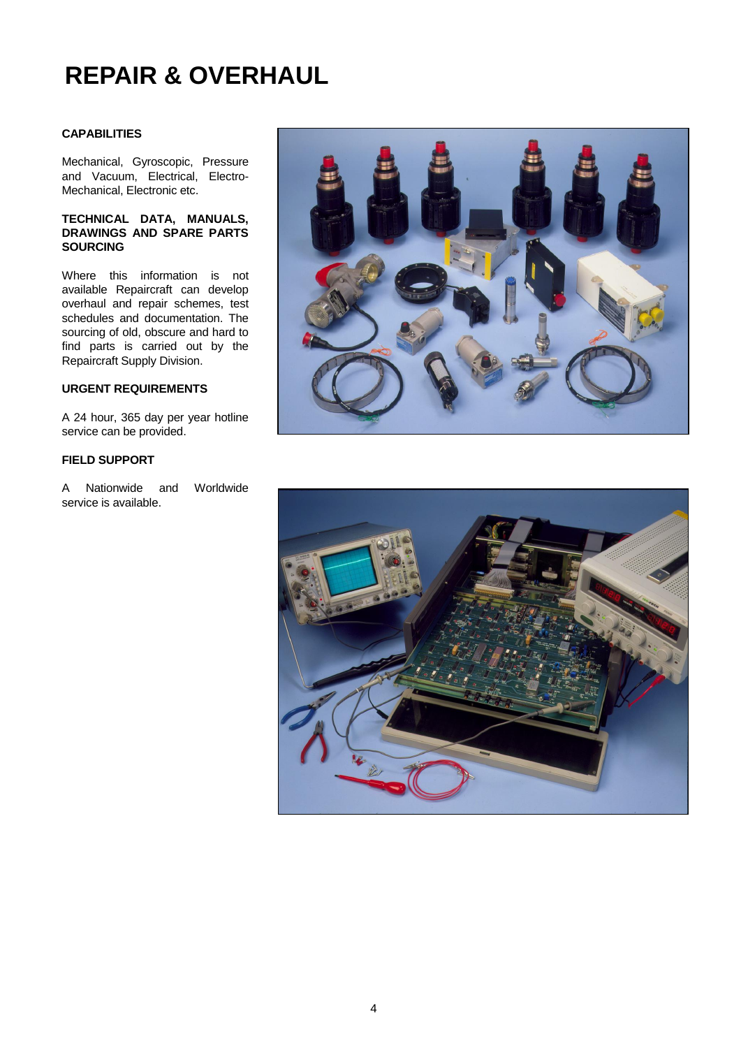# REPAIR & OVERHAUL

**CAPABILITIES**

Mechanical, Gyroscopic, Pressure and Vacuum, Electrical, Electro-Mechanical, Electronic etc.

**TECHNICAL DATA, MANUALS, DRAWINGS AND SPARE PARTS SOURCING**

Where this information is not available Repaircraft can develop overhaul and repair schemes, test schedules and documentation. The sourcing of old, obscure and hard to find parts is carried out by the Repaircraft Supply Division.

**URGENT REQUIREMENTS**

A 24 hour, 365 day per year hotline service can be provided.

**FIELD SUPPORT**

A Nationwide and Worldwide service is available.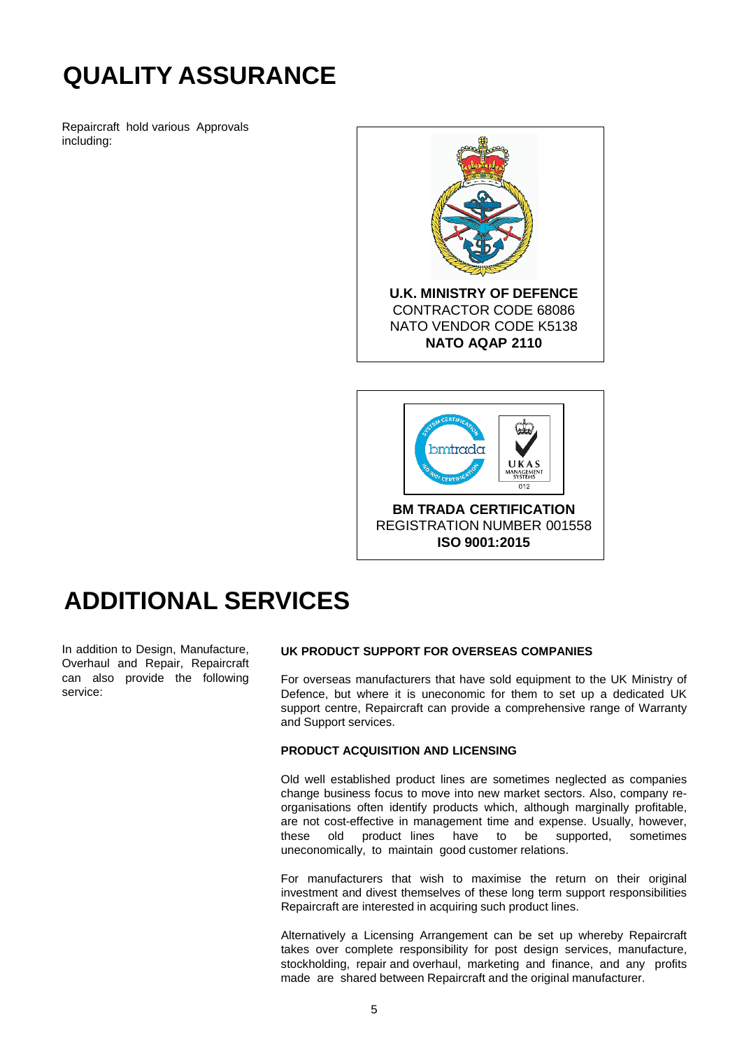# QUALITY ASSURANCE

Repaircraft hold various Approvals including:

**U.K. MINISTRY OF DEFENCE**
CONTRACTOR CODE 68086
NATO VENDOR CODE K5138
**NATO AQAP 2110**

**BM TRADA CERTIFICATION**
REGISTRATION NUMBER 001558
**ISO 9001:2015**

# ADDITIONAL SERVICES

In addition to Design, Manufacture, Overhaul and Repair, Repaircraft can also provide the following service:

**UK PRODUCT SUPPORT FOR OVERSEAS COMPANIES**

For overseas manufacturers that have sold equipment to the UK Ministry of Defence, but where it is uneconomic for them to set up a dedicated UK support centre, Repaircraft can provide a comprehensive range of Warranty and Support services.

**PRODUCT ACQUISITION AND LICENSING**

Old well established product lines are sometimes neglected as companies change business focus to move into new market sectors. Also, company re-organisations often identify products which, although marginally profitable, are not cost-effective in management time and expense. Usually, however, these old product lines have to be supported, sometimes uneconomically, to maintain good customer relations.

For manufacturers that wish to maximise the return on their original investment and divest themselves of these long term support responsibilities Repaircraft are interested in acquiring such product lines.

Alternatively a Licensing Arrangement can be set up whereby Repaircraft takes over complete responsibility for post design services, manufacture, stockholding, repair and overhaul, marketing and finance, and any profits made are shared between Repaircraft and the original manufacturer.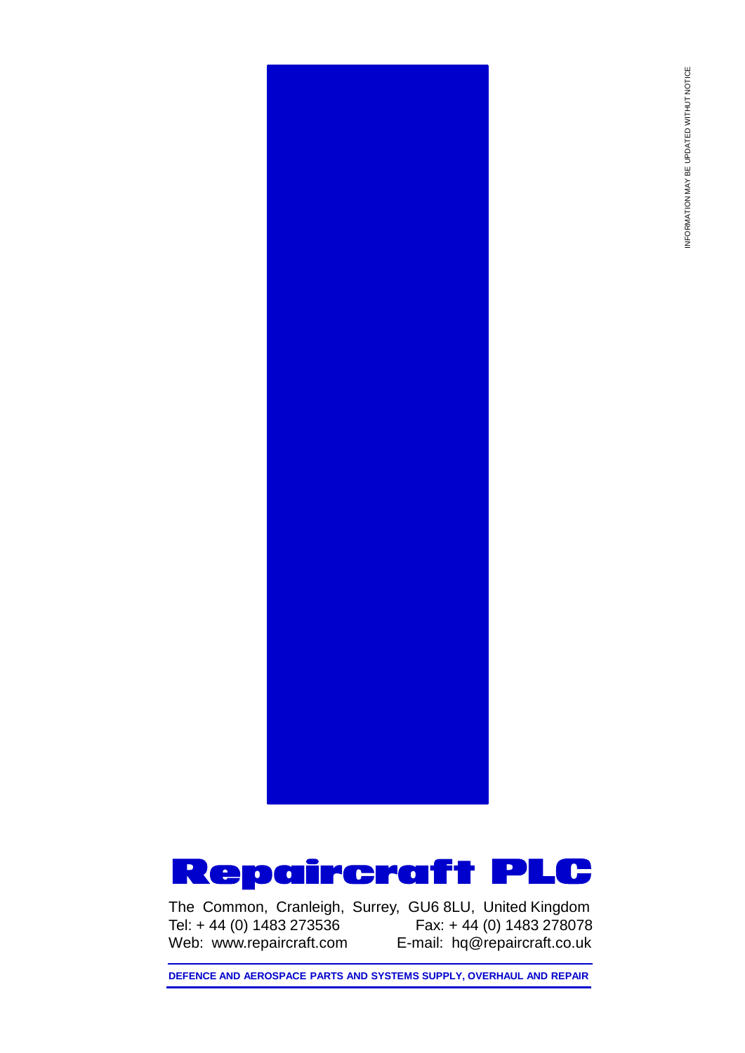INFORMATION MAY BE UPDATED WITHUT NOTICE

# Repaircraft PLC

The Common, Cranleigh, Surrey, GU6 8LU, United Kingdom
Tel: + 44 (0) 1483 273536 Fax: + 44 (0) 1483 278078
Web: www.repaircraft.com E-mail: hq@repaircraft.co.uk

**DEFENCE AND AEROSPACE PARTS AND SYSTEMS SUPPLY, OVERHAUL AND REPAIR**